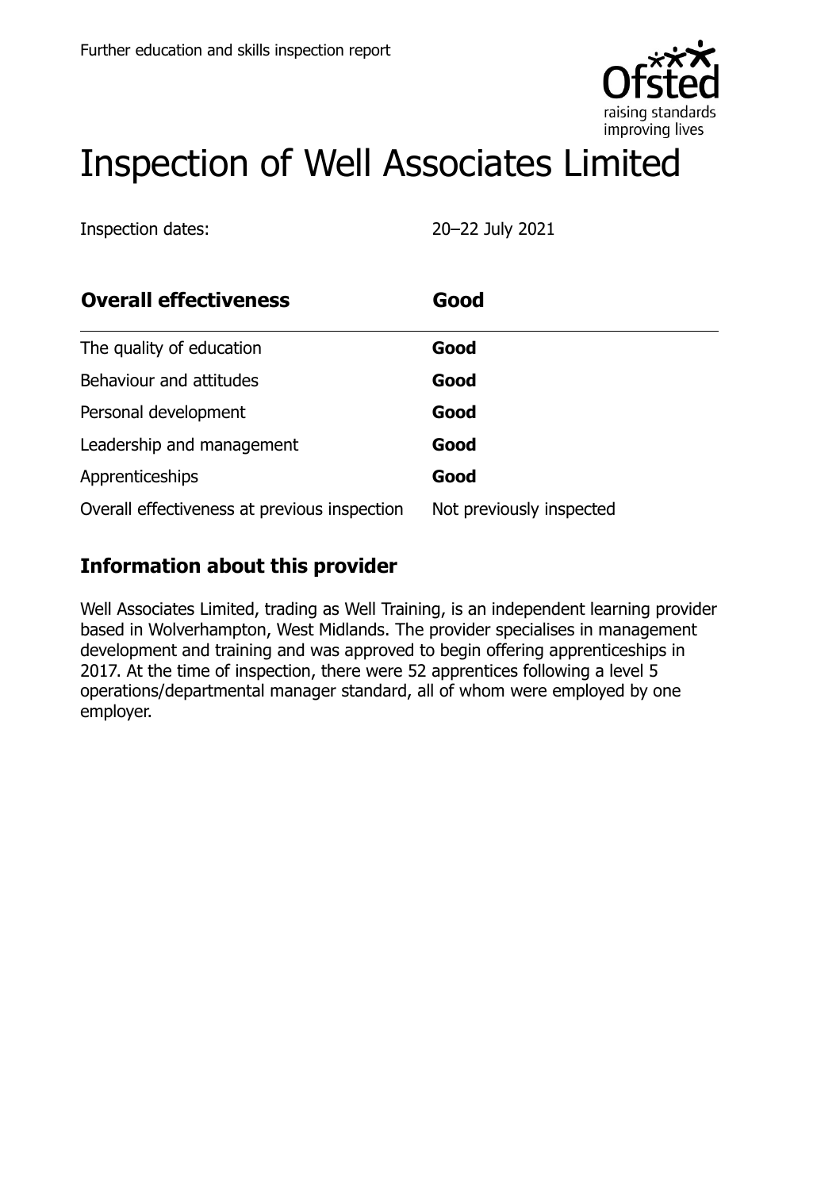Further education and skills inspection report

# Inspection of Well Associates Limited

Inspection dates: 20–22 July 2021

| **Overall effectiveness** | **Good** |
|---|---|
| The quality of education | **Good** |
| Behaviour and attitudes | **Good** |
| Personal development | **Good** |
| Leadership and management | **Good** |
| Apprenticeships | **Good** |
| Overall effectiveness at previous inspection | Not previously inspected |

## Information about this provider

Well Associates Limited, trading as Well Training, is an independent learning provider based in Wolverhampton, West Midlands. The provider specialises in management development and training and was approved to begin offering apprenticeships in 2017. At the time of inspection, there were 52 apprentices following a level 5 operations/departmental manager standard, all of whom were employed by one employer.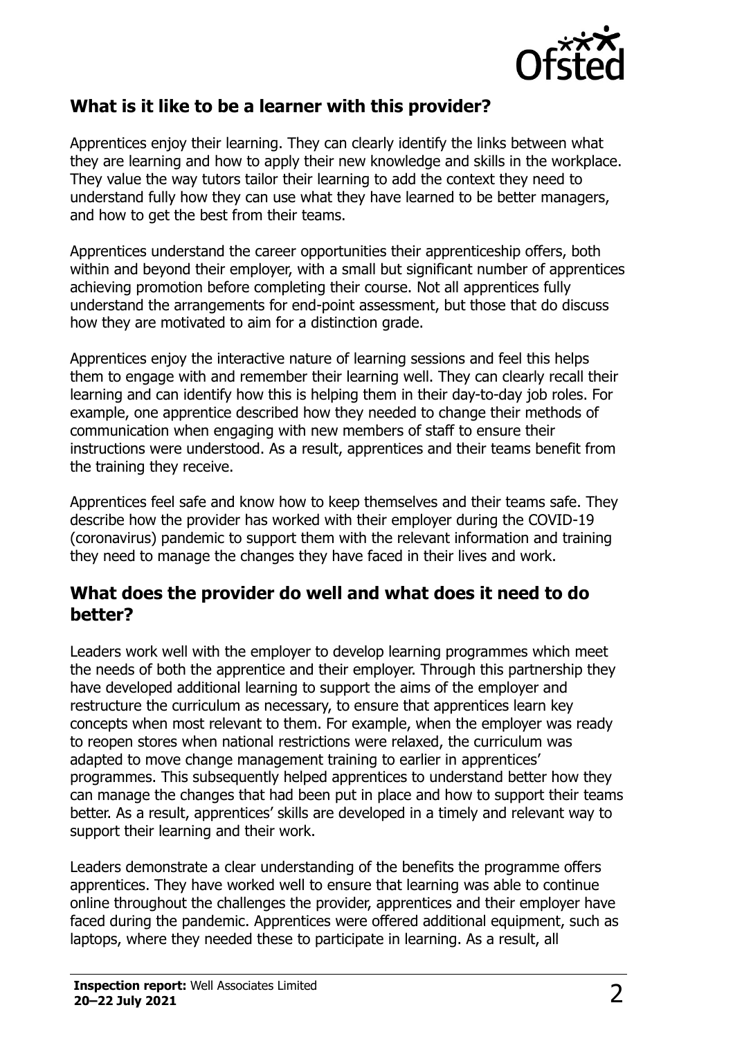## What is it like to be a learner with this provider?

Apprentices enjoy their learning. They can clearly identify the links between what they are learning and how to apply their new knowledge and skills in the workplace. They value the way tutors tailor their learning to add the context they need to understand fully how they can use what they have learned to be better managers, and how to get the best from their teams.

Apprentices understand the career opportunities their apprenticeship offers, both within and beyond their employer, with a small but significant number of apprentices achieving promotion before completing their course. Not all apprentices fully understand the arrangements for end-point assessment, but those that do discuss how they are motivated to aim for a distinction grade.

Apprentices enjoy the interactive nature of learning sessions and feel this helps them to engage with and remember their learning well. They can clearly recall their learning and can identify how this is helping them in their day-to-day job roles. For example, one apprentice described how they needed to change their methods of communication when engaging with new members of staff to ensure their instructions were understood. As a result, apprentices and their teams benefit from the training they receive.

Apprentices feel safe and know how to keep themselves and their teams safe. They describe how the provider has worked with their employer during the COVID-19 (coronavirus) pandemic to support them with the relevant information and training they need to manage the changes they have faced in their lives and work.

## What does the provider do well and what does it need to do better?

Leaders work well with the employer to develop learning programmes which meet the needs of both the apprentice and their employer. Through this partnership they have developed additional learning to support the aims of the employer and restructure the curriculum as necessary, to ensure that apprentices learn key concepts when most relevant to them. For example, when the employer was ready to reopen stores when national restrictions were relaxed, the curriculum was adapted to move change management training to earlier in apprentices' programmes. This subsequently helped apprentices to understand better how they can manage the changes that had been put in place and how to support their teams better. As a result, apprentices' skills are developed in a timely and relevant way to support their learning and their work.

Leaders demonstrate a clear understanding of the benefits the programme offers apprentices. They have worked well to ensure that learning was able to continue online throughout the challenges the provider, apprentices and their employer have faced during the pandemic. Apprentices were offered additional equipment, such as laptops, where they needed these to participate in learning. As a result, all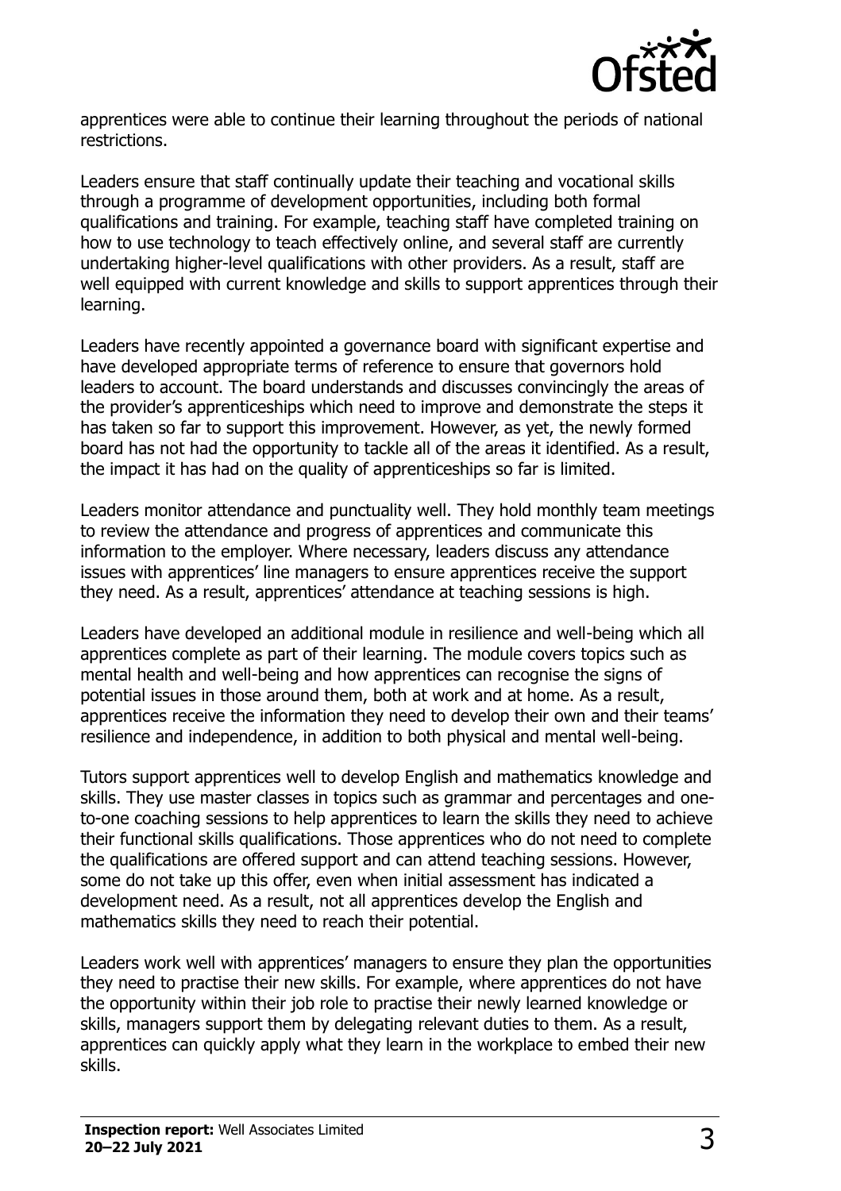apprentices were able to continue their learning throughout the periods of national restrictions.

Leaders ensure that staff continually update their teaching and vocational skills through a programme of development opportunities, including both formal qualifications and training. For example, teaching staff have completed training on how to use technology to teach effectively online, and several staff are currently undertaking higher-level qualifications with other providers. As a result, staff are well equipped with current knowledge and skills to support apprentices through their learning.

Leaders have recently appointed a governance board with significant expertise and have developed appropriate terms of reference to ensure that governors hold leaders to account. The board understands and discusses convincingly the areas of the provider's apprenticeships which need to improve and demonstrate the steps it has taken so far to support this improvement. However, as yet, the newly formed board has not had the opportunity to tackle all of the areas it identified. As a result, the impact it has had on the quality of apprenticeships so far is limited.

Leaders monitor attendance and punctuality well. They hold monthly team meetings to review the attendance and progress of apprentices and communicate this information to the employer. Where necessary, leaders discuss any attendance issues with apprentices' line managers to ensure apprentices receive the support they need. As a result, apprentices' attendance at teaching sessions is high.

Leaders have developed an additional module in resilience and well-being which all apprentices complete as part of their learning. The module covers topics such as mental health and well-being and how apprentices can recognise the signs of potential issues in those around them, both at work and at home. As a result, apprentices receive the information they need to develop their own and their teams' resilience and independence, in addition to both physical and mental well-being.

Tutors support apprentices well to develop English and mathematics knowledge and skills. They use master classes in topics such as grammar and percentages and one-to-one coaching sessions to help apprentices to learn the skills they need to achieve their functional skills qualifications. Those apprentices who do not need to complete the qualifications are offered support and can attend teaching sessions. However, some do not take up this offer, even when initial assessment has indicated a development need. As a result, not all apprentices develop the English and mathematics skills they need to reach their potential.

Leaders work well with apprentices' managers to ensure they plan the opportunities they need to practise their new skills. For example, where apprentices do not have the opportunity within their job role to practise their newly learned knowledge or skills, managers support them by delegating relevant duties to them. As a result, apprentices can quickly apply what they learn in the workplace to embed their new skills.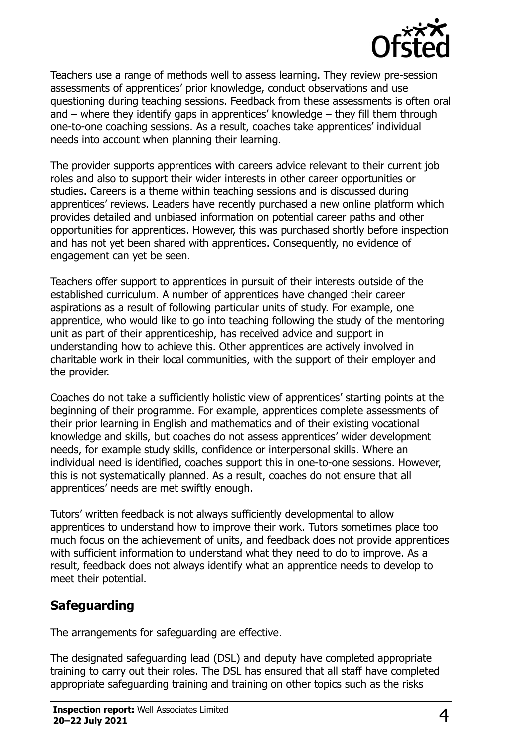Teachers use a range of methods well to assess learning. They review pre-session assessments of apprentices' prior knowledge, conduct observations and use questioning during teaching sessions. Feedback from these assessments is often oral and – where they identify gaps in apprentices' knowledge – they fill them through one-to-one coaching sessions. As a result, coaches take apprentices' individual needs into account when planning their learning.

The provider supports apprentices with careers advice relevant to their current job roles and also to support their wider interests in other career opportunities or studies. Careers is a theme within teaching sessions and is discussed during apprentices' reviews. Leaders have recently purchased a new online platform which provides detailed and unbiased information on potential career paths and other opportunities for apprentices. However, this was purchased shortly before inspection and has not yet been shared with apprentices. Consequently, no evidence of engagement can yet be seen.

Teachers offer support to apprentices in pursuit of their interests outside of the established curriculum. A number of apprentices have changed their career aspirations as a result of following particular units of study. For example, one apprentice, who would like to go into teaching following the study of the mentoring unit as part of their apprenticeship, has received advice and support in understanding how to achieve this. Other apprentices are actively involved in charitable work in their local communities, with the support of their employer and the provider.

Coaches do not take a sufficiently holistic view of apprentices' starting points at the beginning of their programme. For example, apprentices complete assessments of their prior learning in English and mathematics and of their existing vocational knowledge and skills, but coaches do not assess apprentices' wider development needs, for example study skills, confidence or interpersonal skills. Where an individual need is identified, coaches support this in one-to-one sessions. However, this is not systematically planned. As a result, coaches do not ensure that all apprentices' needs are met swiftly enough.

Tutors' written feedback is not always sufficiently developmental to allow apprentices to understand how to improve their work. Tutors sometimes place too much focus on the achievement of units, and feedback does not provide apprentices with sufficient information to understand what they need to do to improve. As a result, feedback does not always identify what an apprentice needs to develop to meet their potential.

## Safeguarding

The arrangements for safeguarding are effective.

The designated safeguarding lead (DSL) and deputy have completed appropriate training to carry out their roles. The DSL has ensured that all staff have completed appropriate safeguarding training and training on other topics such as the risks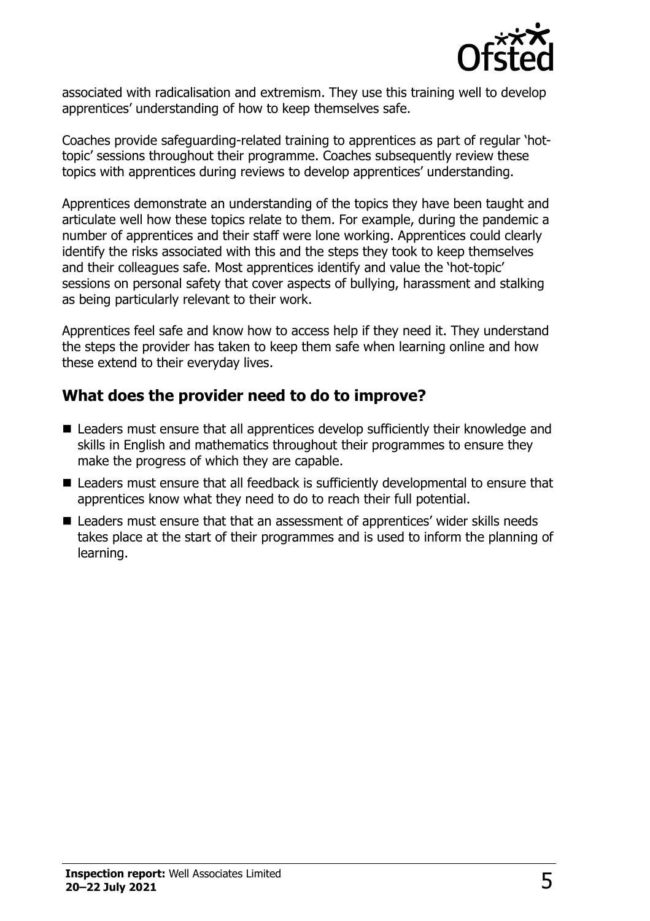associated with radicalisation and extremism. They use this training well to develop apprentices' understanding of how to keep themselves safe.

Coaches provide safeguarding-related training to apprentices as part of regular 'hot-topic' sessions throughout their programme. Coaches subsequently review these topics with apprentices during reviews to develop apprentices' understanding.

Apprentices demonstrate an understanding of the topics they have been taught and articulate well how these topics relate to them. For example, during the pandemic a number of apprentices and their staff were lone working. Apprentices could clearly identify the risks associated with this and the steps they took to keep themselves and their colleagues safe. Most apprentices identify and value the 'hot-topic' sessions on personal safety that cover aspects of bullying, harassment and stalking as being particularly relevant to their work.

Apprentices feel safe and know how to access help if they need it. They understand the steps the provider has taken to keep them safe when learning online and how these extend to their everyday lives.

## What does the provider need to do to improve?

- Leaders must ensure that all apprentices develop sufficiently their knowledge and skills in English and mathematics throughout their programmes to ensure they make the progress of which they are capable.
- Leaders must ensure that all feedback is sufficiently developmental to ensure that apprentices know what they need to do to reach their full potential.
- Leaders must ensure that that an assessment of apprentices' wider skills needs takes place at the start of their programmes and is used to inform the planning of learning.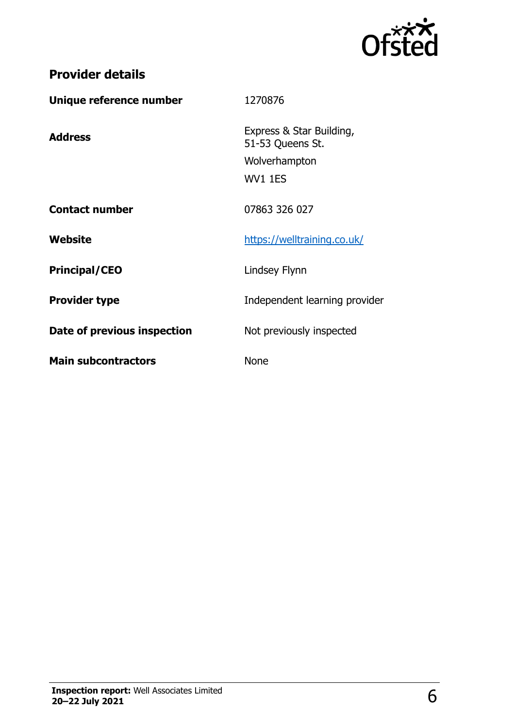## Provider details

| | |
|---|---|
| **Unique reference number** | 1270876 |
| **Address** | Express & Star Building, 51-53 Queens St. Wolverhampton WV1 1ES |
| **Contact number** | 07863 326 027 |
| **Website** | https://welltraining.co.uk/ |
| **Principal/CEO** | Lindsey Flynn |
| **Provider type** | Independent learning provider |
| **Date of previous inspection** | Not previously inspected |
| **Main subcontractors** | None |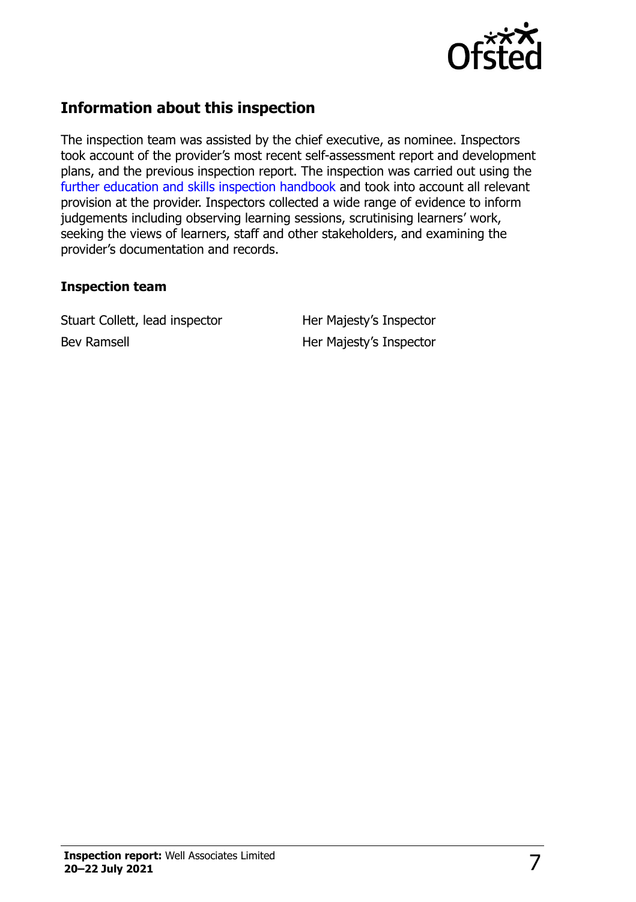## Information about this inspection

The inspection team was assisted by the chief executive, as nominee. Inspectors took account of the provider's most recent self-assessment report and development plans, and the previous inspection report. The inspection was carried out using the further education and skills inspection handbook and took into account all relevant provision at the provider. Inspectors collected a wide range of evidence to inform judgements including observing learning sessions, scrutinising learners' work, seeking the views of learners, staff and other stakeholders, and examining the provider's documentation and records.

### Inspection team

| | |
|---|---|
| Stuart Collett, lead inspector | Her Majesty's Inspector |
| Bev Ramsell | Her Majesty's Inspector |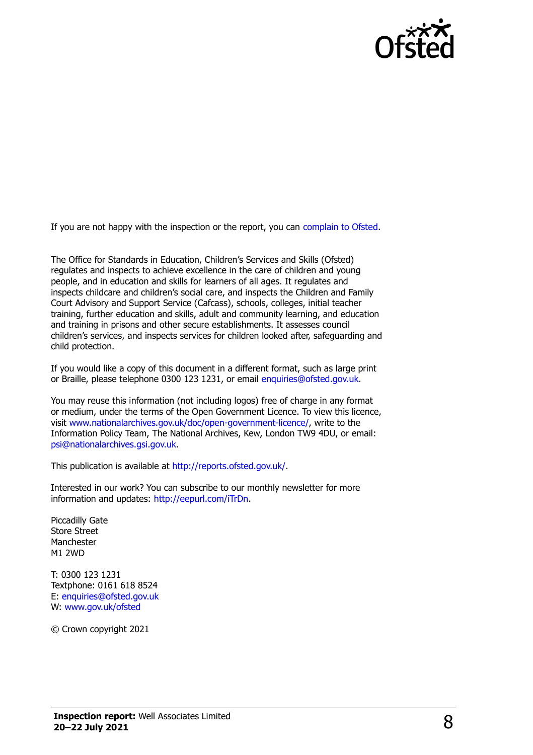If you are not happy with the inspection or the report, you can complain to Ofsted.

The Office for Standards in Education, Children's Services and Skills (Ofsted) regulates and inspects to achieve excellence in the care of children and young people, and in education and skills for learners of all ages. It regulates and inspects childcare and children's social care, and inspects the Children and Family Court Advisory and Support Service (Cafcass), schools, colleges, initial teacher training, further education and skills, adult and community learning, and education and training in prisons and other secure establishments. It assesses council children's services, and inspects services for children looked after, safeguarding and child protection.

If you would like a copy of this document in a different format, such as large print or Braille, please telephone 0300 123 1231, or email enquiries@ofsted.gov.uk.

You may reuse this information (not including logos) free of charge in any format or medium, under the terms of the Open Government Licence. To view this licence, visit www.nationalarchives.gov.uk/doc/open-government-licence/, write to the Information Policy Team, The National Archives, Kew, London TW9 4DU, or email: psi@nationalarchives.gsi.gov.uk.

This publication is available at http://reports.ofsted.gov.uk/.

Interested in our work? You can subscribe to our monthly newsletter for more information and updates: http://eepurl.com/iTrDn.

Piccadilly Gate
Store Street
Manchester
M1 2WD

T: 0300 123 1231
Textphone: 0161 618 8524
E: enquiries@ofsted.gov.uk
W: www.gov.uk/ofsted

© Crown copyright 2021